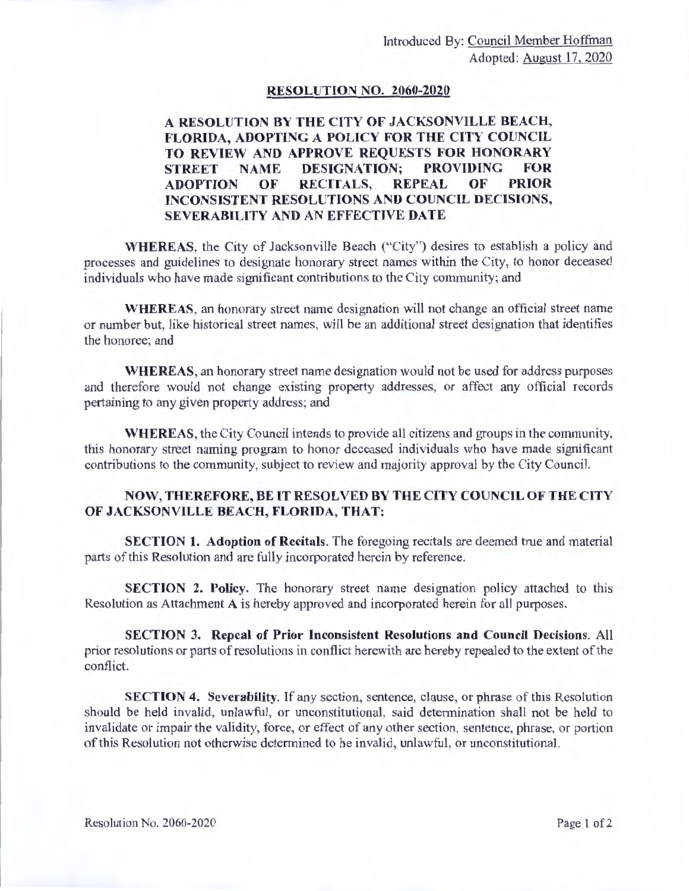Introduced By: Council Member Hoffman
Adopted: August 17, 2020

## RESOLUTION NO. 2060-2020

**A RESOLUTION BY THE CITY OF JACKSONVILLE BEACH, FLORIDA, ADOPTING A POLICY FOR THE CITY COUNCIL TO REVIEW AND APPROVE REQUESTS FOR HONORARY STREET NAME DESIGNATION; PROVIDING FOR ADOPTION OF RECITALS, REPEAL OF PRIOR INCONSISTENT RESOLUTIONS AND COUNCIL DECISIONS, SEVERABILITY AND AN EFFECTIVE DATE**

**WHEREAS**, the City of Jacksonville Beach ("City") desires to establish a policy and processes and guidelines to designate honorary street names within the City, to honor deceased individuals who have made significant contributions to the City community; and

**WHEREAS**, an honorary street name designation will not change an official street name or number but, like historical street names, will be an additional street designation that identifies the honoree; and

**WHEREAS**, an honorary street name designation would not be used for address purposes and therefore would not change existing property addresses, or affect any official records pertaining to any given property address; and

**WHEREAS**, the City Council intends to provide all citizens and groups in the community, this honorary street naming program to honor deceased individuals who have made significant contributions to the community, subject to review and majority approval by the City Council.

**NOW, THEREFORE, BE IT RESOLVED BY THE CITY COUNCIL OF THE CITY OF JACKSONVILLE BEACH, FLORIDA, THAT:**

**SECTION 1. Adoption of Recitals.** The foregoing recitals are deemed true and material parts of this Resolution and are fully incorporated herein by reference.

**SECTION 2. Policy.** The honorary street name designation policy attached to this Resolution as Attachment A is hereby approved and incorporated herein for all purposes.

**SECTION 3. Repeal of Prior Inconsistent Resolutions and Council Decisions.** All prior resolutions or parts of resolutions in conflict herewith are hereby repealed to the extent of the conflict.

**SECTION 4. Severability.** If any section, sentence, clause, or phrase of this Resolution should be held invalid, unlawful, or unconstitutional, said determination shall not be held to invalidate or impair the validity, force, or effect of any other section, sentence, phrase, or portion of this Resolution not otherwise determined to be invalid, unlawful, or unconstitutional.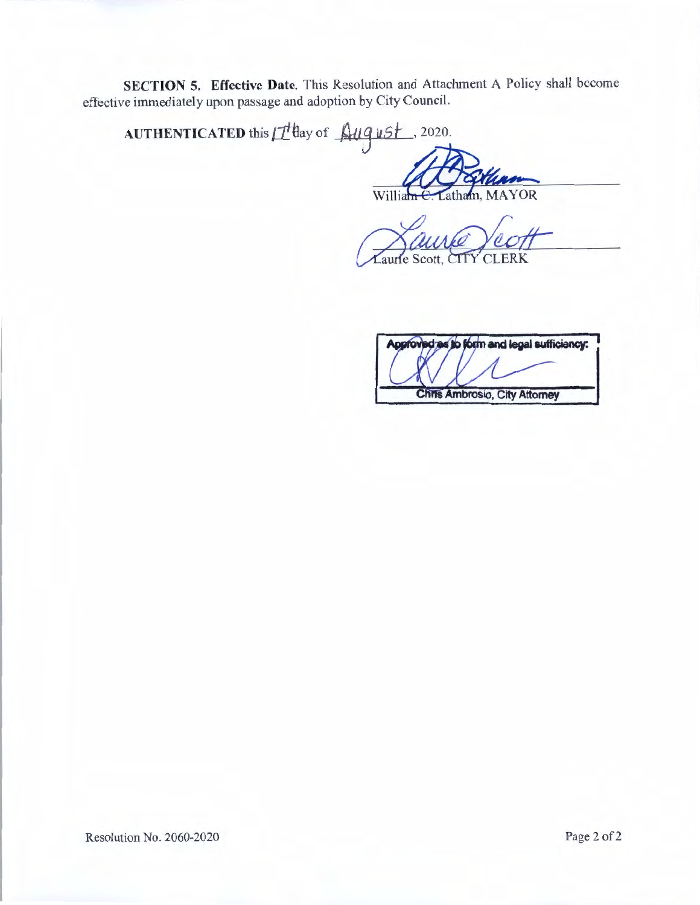**SECTION 5. Effective Date.** This Resolution and Attachment A Policy shall become effective immediately upon passage and adoption by City Council.

**AUTHENTICATED** this 17th day of August, 2020.

William C. Latham, MAYOR

Laurie Scott, CITY CLERK

Approved as to form and legal sufficiency:

Chris Ambrosio, City Attorney

Resolution No. 2060-2020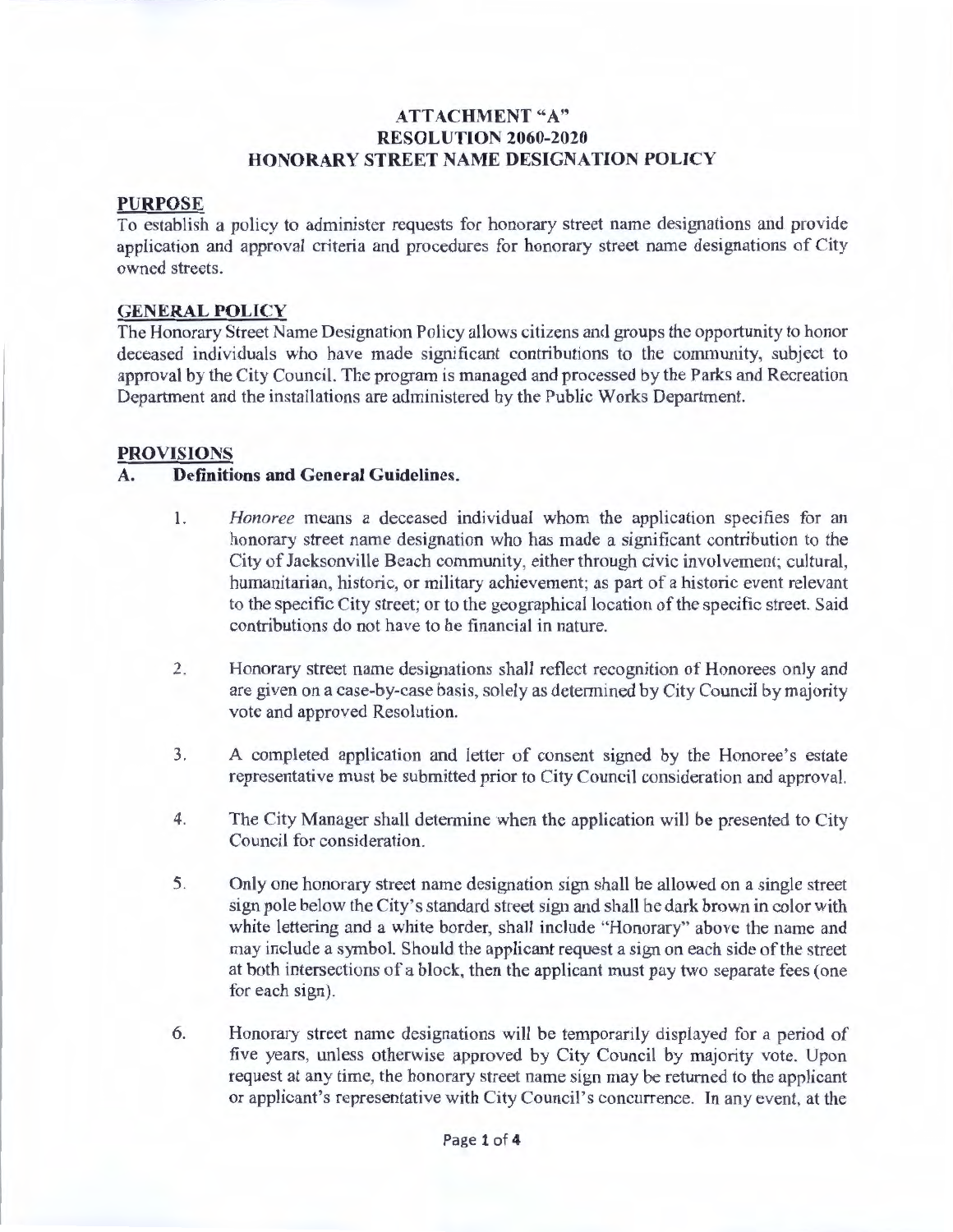# ATTACHMENT "A"
# RESOLUTION 2060-2020
# HONORARY STREET NAME DESIGNATION POLICY

## PURPOSE

To establish a policy to administer requests for honorary street name designations and provide application and approval criteria and procedures for honorary street name designations of City owned streets.

## GENERAL POLICY

The Honorary Street Name Designation Policy allows citizens and groups the opportunity to honor deceased individuals who have made significant contributions to the community, subject to approval by the City Council. The program is managed and processed by the Parks and Recreation Department and the installations are administered by the Public Works Department.

## PROVISIONS

### A. Definitions and General Guidelines.

1. *Honoree* means a deceased individual whom the application specifies for an honorary street name designation who has made a significant contribution to the City of Jacksonville Beach community, either through civic involvement; cultural, humanitarian, historic, or military achievement; as part of a historic event relevant to the specific City street; or to the geographical location of the specific street. Said contributions do not have to be financial in nature.

2. Honorary street name designations shall reflect recognition of Honorees only and are given on a case-by-case basis, solely as determined by City Council by majority vote and approved Resolution.

3. A completed application and letter of consent signed by the Honoree's estate representative must be submitted prior to City Council consideration and approval.

4. The City Manager shall determine when the application will be presented to City Council for consideration.

5. Only one honorary street name designation sign shall be allowed on a single street sign pole below the City's standard street sign and shall be dark brown in color with white lettering and a white border, shall include "Honorary" above the name and may include a symbol. Should the applicant request a sign on each side of the street at both intersections of a block, then the applicant must pay two separate fees (one for each sign).

6. Honorary street name designations will be temporarily displayed for a period of five years, unless otherwise approved by City Council by majority vote. Upon request at any time, the honorary street name sign may be returned to the applicant or applicant's representative with City Council's concurrence. In any event, at the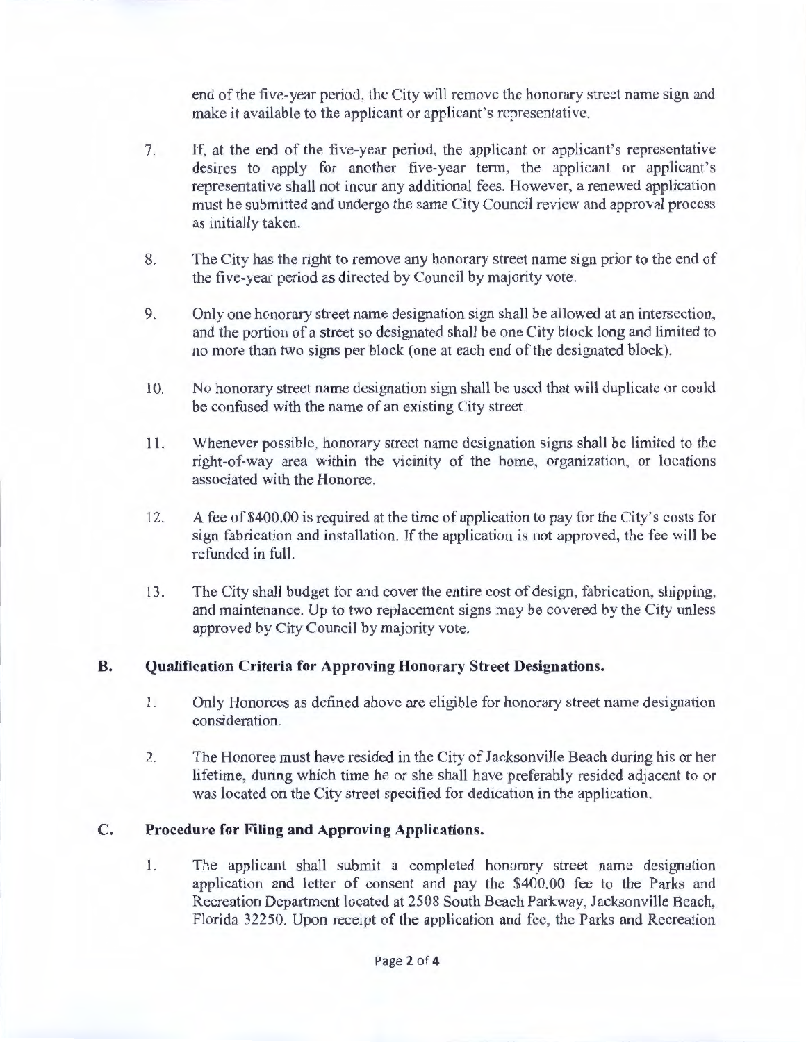end of the five-year period, the City will remove the honorary street name sign and make it available to the applicant or applicant's representative.

7. If, at the end of the five-year period, the applicant or applicant's representative desires to apply for another five-year term, the applicant or applicant's representative shall not incur any additional fees. However, a renewed application must be submitted and undergo the same City Council review and approval process as initially taken.

8. The City has the right to remove any honorary street name sign prior to the end of the five-year period as directed by Council by majority vote.

9. Only one honorary street name designation sign shall be allowed at an intersection, and the portion of a street so designated shall be one City block long and limited to no more than two signs per block (one at each end of the designated block).

10. No honorary street name designation sign shall be used that will duplicate or could be confused with the name of an existing City street.

11. Whenever possible, honorary street name designation signs shall be limited to the right-of-way area within the vicinity of the home, organization, or locations associated with the Honoree.

12. A fee of $400.00 is required at the time of application to pay for the City's costs for sign fabrication and installation. If the application is not approved, the fee will be refunded in full.

13. The City shall budget for and cover the entire cost of design, fabrication, shipping, and maintenance. Up to two replacement signs may be covered by the City unless approved by City Council by majority vote.

**B. Qualification Criteria for Approving Honorary Street Designations.**

1. Only Honorees as defined above are eligible for honorary street name designation consideration.

2. The Honoree must have resided in the City of Jacksonville Beach during his or her lifetime, during which time he or she shall have preferably resided adjacent to or was located on the City street specified for dedication in the application.

**C. Procedure for Filing and Approving Applications.**

1. The applicant shall submit a completed honorary street name designation application and letter of consent and pay the $400.00 fee to the Parks and Recreation Department located at 2508 South Beach Parkway, Jacksonville Beach, Florida 32250. Upon receipt of the application and fee, the Parks and Recreation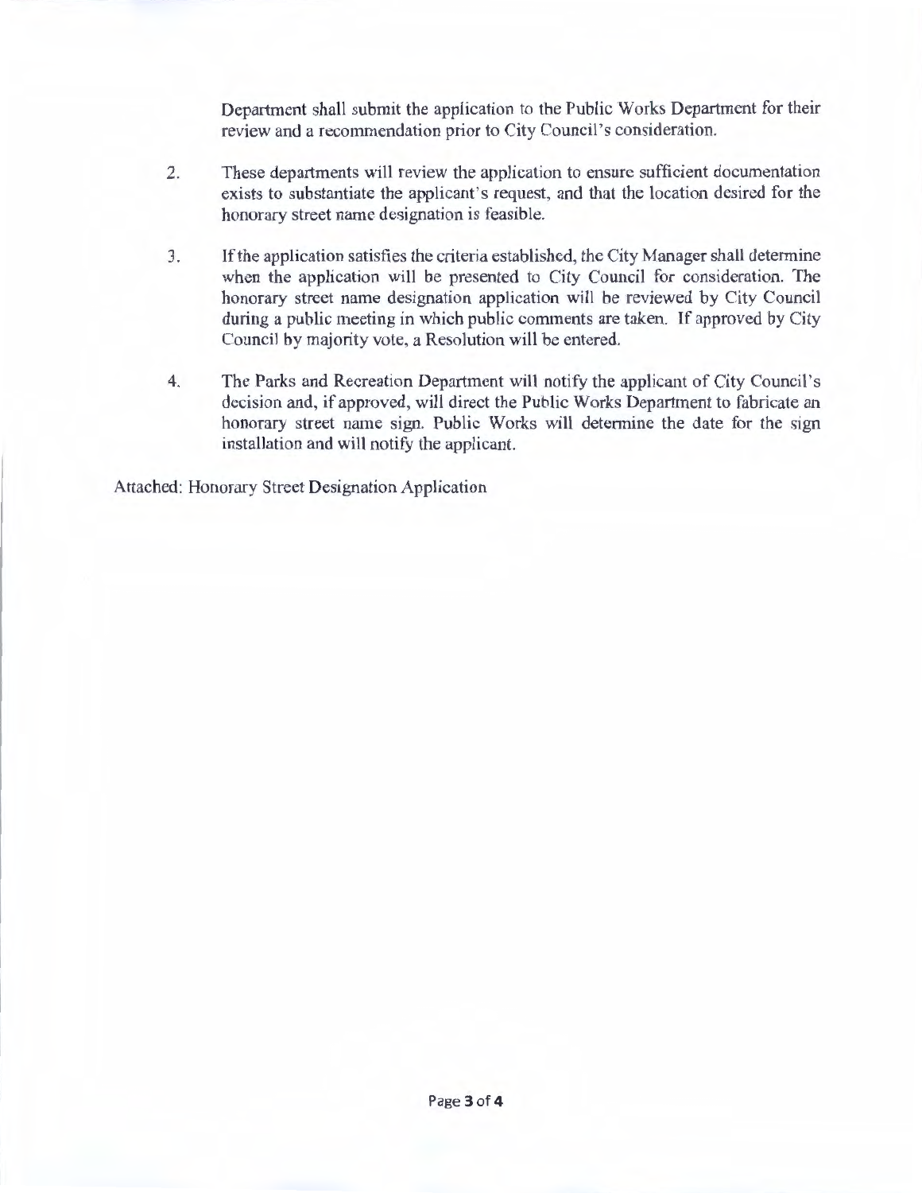Department shall submit the application to the Public Works Department for their review and a recommendation prior to City Council's consideration.

2. These departments will review the application to ensure sufficient documentation exists to substantiate the applicant's request, and that the location desired for the honorary street name designation is feasible.

3. If the application satisfies the criteria established, the City Manager shall determine when the application will be presented to City Council for consideration. The honorary street name designation application will be reviewed by City Council during a public meeting in which public comments are taken. If approved by City Council by majority vote, a Resolution will be entered.

4. The Parks and Recreation Department will notify the applicant of City Council's decision and, if approved, will direct the Public Works Department to fabricate an honorary street name sign. Public Works will determine the date for the sign installation and will notify the applicant.

Attached: Honorary Street Designation Application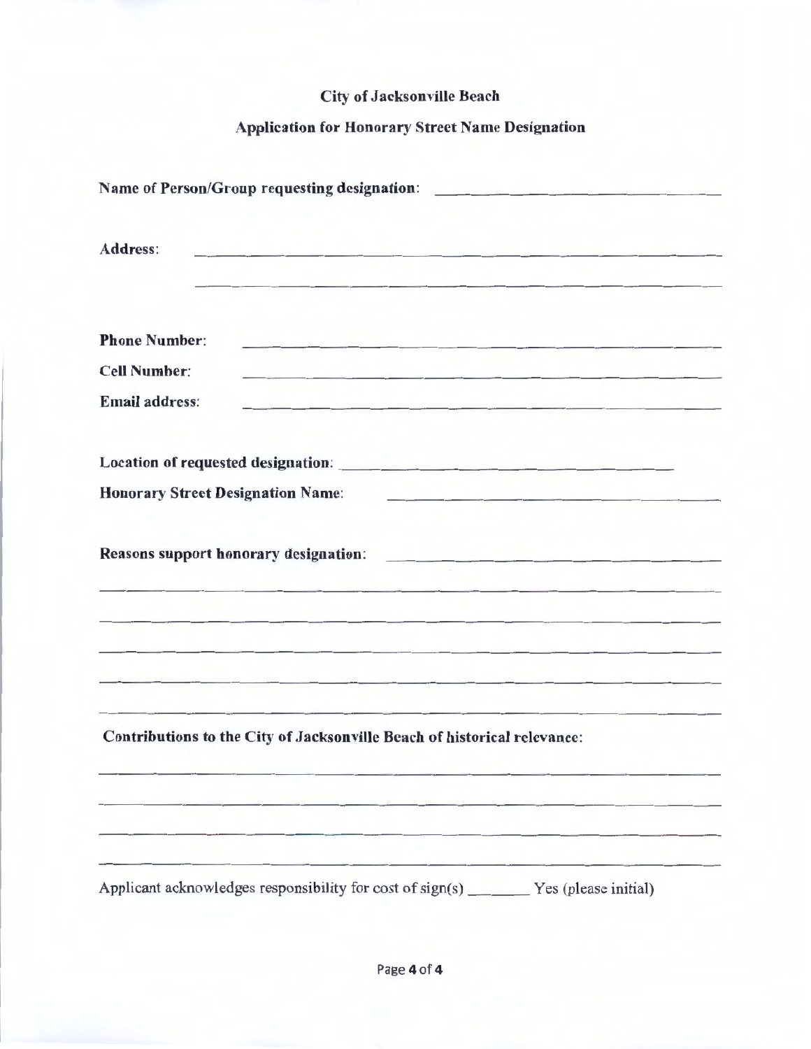## City of Jacksonville Beach

### Application for Honorary Street Name Designation

**Name of Person/Group requesting designation:** ______________________________

**Address:** ______________________________________________

______________________________________________

**Phone Number:** ______________________________________________

**Cell Number:** ______________________________________________

**Email address:** ______________________________________________

**Location of requested designation:** ______________________________

**Honorary Street Designation Name:** ______________________________

**Reasons support honorary designation:** ______________________________

______________________________________________

______________________________________________

______________________________________________

______________________________________________

______________________________________________

**Contributions to the City of Jacksonville Beach of historical relevance:**

______________________________________________

______________________________________________

______________________________________________

______________________________________________

Applicant acknowledges responsibility for cost of sign(s) _______ Yes (please initial)